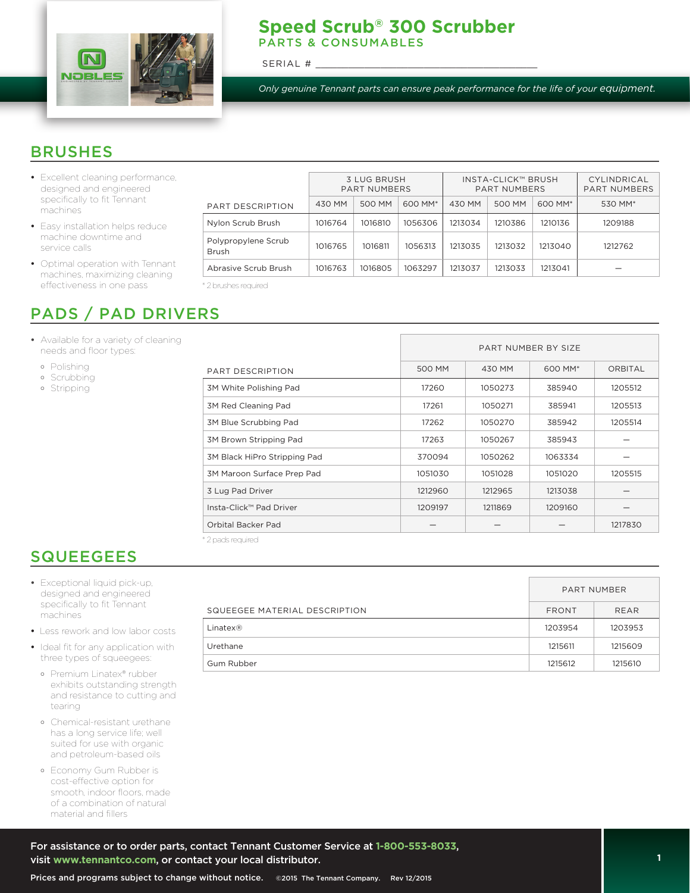# Speed Scrub® 300 Scrubber

PARTS & CONSUMABLES

SERIAL # ___________________________________

*Only genuine Tennant parts can ensure peak performance for the life of your equipment.*

## BRUSHES

- Excellent cleaning performance, designed and engineered specifically to fit Tennant machines
- Easy installation helps reduce machine downtime and service calls
- Optimal operation with Tennant machines, maximizing cleaning effectiveness in one pass

| PART DESCRIPTION | 3 LUG BRUSH PART NUMBERS | | | INSTA-CLICK™ BRUSH PART NUMBERS | | | CYLINDRICAL PART NUMBERS |
|---|---|---|---|---|---|---|---|
| | 430 MM | 500 MM | 600 MM* | 430 MM | 500 MM | 600 MM* | 530 MM* |
| Nylon Scrub Brush | 1016764 | 1016810 | 1056306 | 1213034 | 1210386 | 1210136 | 1209188 |
| Polypropylene Scrub Brush | 1016765 | 1016811 | 1056313 | 1213035 | 1213032 | 1213040 | 1212762 |
| Abrasive Scrub Brush | 1016763 | 1016805 | 1063297 | 1213037 | 1213033 | 1213041 | – |

* 2 brushes required

## PADS / PAD DRIVERS

- Available for a variety of cleaning needs and floor types:
  - Polishing
  - Scrubbing
  - Stripping

| PART DESCRIPTION | PART NUMBER BY SIZE | | | |
|---|---|---|---|---|
| | 500 MM | 430 MM | 600 MM* | ORBITAL |
| 3M White Polishing Pad | 17260 | 1050273 | 385940 | 1205512 |
| 3M Red Cleaning Pad | 17261 | 1050271 | 385941 | 1205513 |
| 3M Blue Scrubbing Pad | 17262 | 1050270 | 385942 | 1205514 |
| 3M Brown Stripping Pad | 17263 | 1050267 | 385943 | – |
| 3M Black HiPro Stripping Pad | 370094 | 1050262 | 1063334 | – |
| 3M Maroon Surface Prep Pad | 1051030 | 1051028 | 1051020 | 1205515 |
| 3 Lug Pad Driver | 1212960 | 1212965 | 1213038 | – |
| Insta-Click™ Pad Driver | 1209197 | 1211869 | 1209160 | – |
| Orbital Backer Pad | – | – | – | 1217830 |

* 2 pads required

## SQUEEGEES

- Exceptional liquid pick-up, designed and engineered specifically to fit Tennant machines
- Less rework and low labor costs
- Ideal fit for any application with three types of squeegees:
  - Premium Linatex® rubber exhibits outstanding strength and resistance to cutting and tearing
  - Chemical-resistant urethane has a long service life; well suited for use with organic and petroleum-based oils
  - Economy Gum Rubber is cost-effective option for smooth, indoor floors, made of a combination of natural material and fillers

| SQUEEGEE MATERIAL DESCRIPTION | PART NUMBER | |
|---|---|---|
| | FRONT | REAR |
| Linatex® | 1203954 | 1203953 |
| Urethane | 1215611 | 1215609 |
| Gum Rubber | 1215612 | 1215610 |

**For assistance or to order parts, contact Tennant Customer Service at 1-800-553-8033, visit www.tennantco.com, or contact your local distributor.**

Prices and programs subject to change without notice. ©2015 The Tennant Company. Rev 12/2015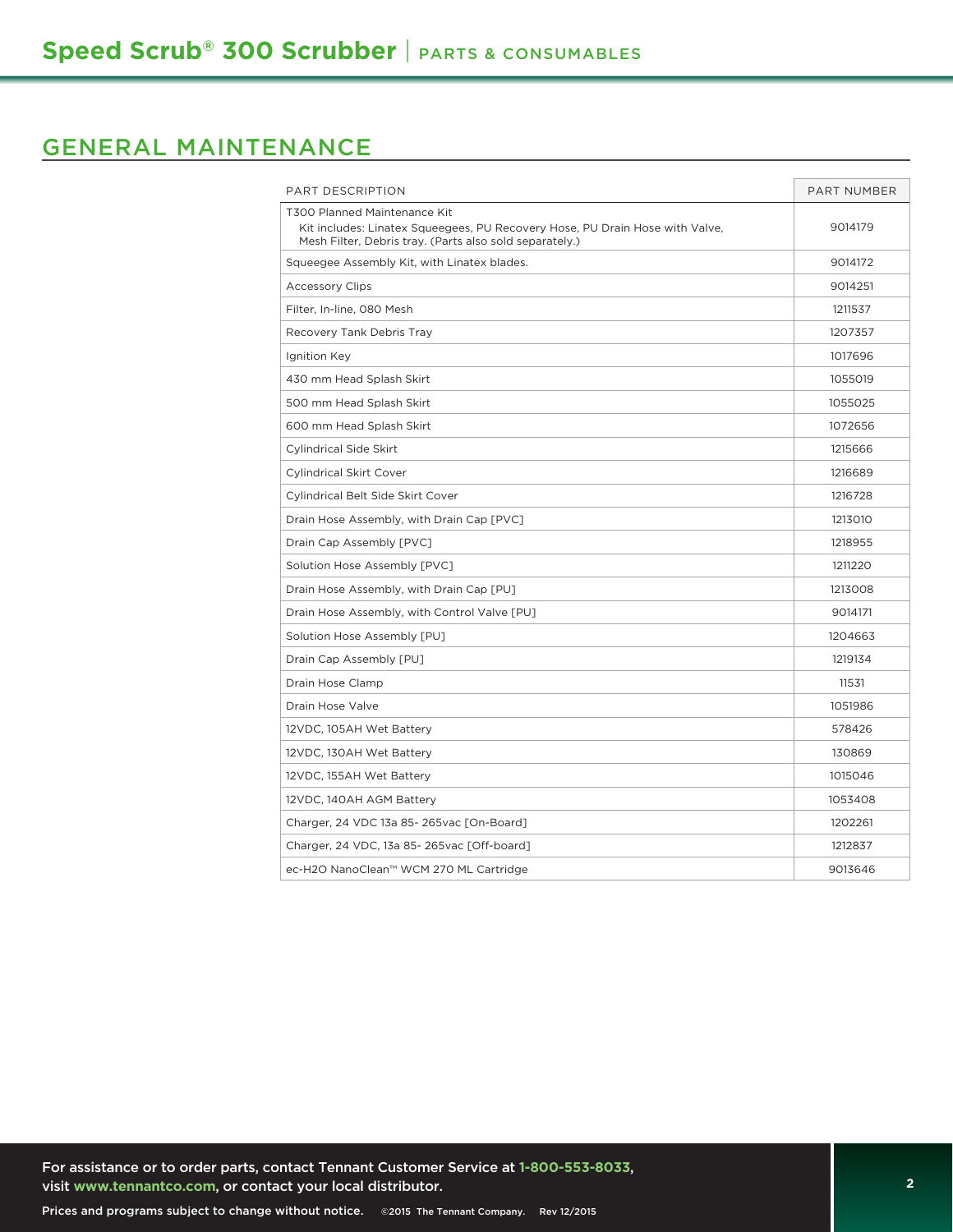## GENERAL MAINTENANCE

| PART DESCRIPTION | PART NUMBER |
|---|---|
| T300 Planned Maintenance Kit<br>Kit includes: Linatex Squeegees, PU Recovery Hose, PU Drain Hose with Valve, Mesh Filter, Debris tray. (Parts also sold separately.) | 9014179 |
| Squeegee Assembly Kit, with Linatex blades. | 9014172 |
| Accessory Clips | 9014251 |
| Filter, In-line, 080 Mesh | 1211537 |
| Recovery Tank Debris Tray | 1207357 |
| Ignition Key | 1017696 |
| 430 mm Head Splash Skirt | 1055019 |
| 500 mm Head Splash Skirt | 1055025 |
| 600 mm Head Splash Skirt | 1072656 |
| Cylindrical Side Skirt | 1215666 |
| Cylindrical Skirt Cover | 1216689 |
| Cylindrical Belt Side Skirt Cover | 1216728 |
| Drain Hose Assembly, with Drain Cap [PVC] | 1213010 |
| Drain Cap Assembly [PVC] | 1218955 |
| Solution Hose Assembly [PVC] | 1211220 |
| Drain Hose Assembly, with Drain Cap [PU] | 1213008 |
| Drain Hose Assembly, with Control Valve [PU] | 9014171 |
| Solution Hose Assembly [PU] | 1204663 |
| Drain Cap Assembly [PU] | 1219134 |
| Drain Hose Clamp | 11531 |
| Drain Hose Valve | 1051986 |
| 12VDC, 105AH Wet Battery | 578426 |
| 12VDC, 130AH Wet Battery | 130869 |
| 12VDC, 155AH Wet Battery | 1015046 |
| 12VDC, 140AH AGM Battery | 1053408 |
| Charger, 24 VDC 13a 85- 265vac [On-Board] | 1202261 |
| Charger, 24 VDC, 13a 85- 265vac [Off-board] | 1212837 |
| ec-H2O NanoClean™ WCM 270 ML Cartridge | 9013646 |

For assistance or to order parts, contact Tennant Customer Service at **1-800-553-8033**, visit **www.tennantco.com**, or contact your local distributor.

Prices and programs subject to change without notice. ©2015 The Tennant Company. Rev 12/2015